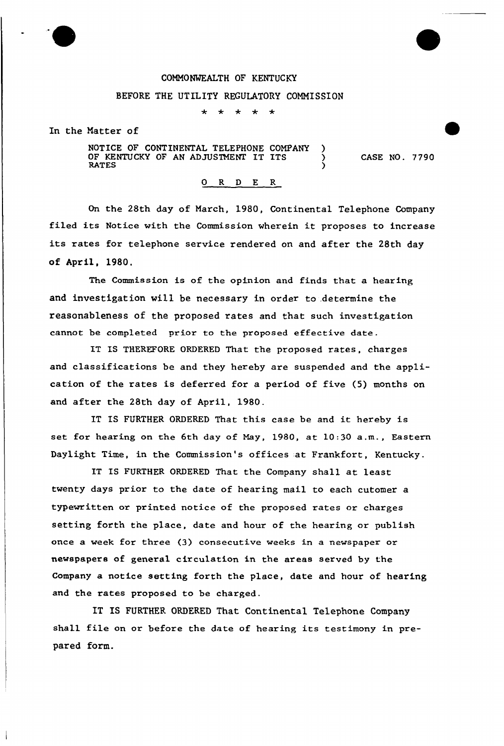COMMONWEALTH OF KENTUCKY

BEFORE THE UTILITY REGULATORY COMMISSION

\* \* \* \* \*

In the Matter of

NOTICE OF CONTINENTAL TELEPHONE COMPANY OF KENTUCKY OF AN ADJUSTMENT IT ITS RATES ) CASE NO. 7790

O R D E R

On the 28th day of March, 1980, Continental Telephone Company filed its Notice with the Commission wherein it proposes to increase its rates for telephone service rendered on and after the 28th day of April, 1980.

The Commission is of the opinion and finds that a hearing and investigation will be necessary in order to determine the reasonableness of the proposed rates and that such investigation cannot be completed prior to the proposed effective date.

IT IS THEREFORE ORDERED That the proposed rates, charges and classifications be and they hereby are suspended and the application of the rates is deferred for a period of five (5) months on and after the 28th day of April, 1980.

IT IS FURTHER ORDERED That this case be and it hereby is set for hearing on the 6th day of May, 1980, at 10:30 a.m., Eastern Daylight Time, in the Commission's offices at Frankfort, Kentucky.

IT IS FURTHER ORDERED That the Company shall at least twenty days prior to the date of hearing mail to each cutomer a typewritten or printed notice of the proposed rates or charges setting forth the place, date and hour of the hearing or publish once a week for three (3) consecutive weeks in a newspaper or newspapers of general circulation in the areas served by the Company a notice setting forth the place, date and hour of hearing and the rates proposed to be charged.

IT IS FURTHER ORDERED That Continental Telephone Company shall file on or before the date of hearing its testimony in prepared form.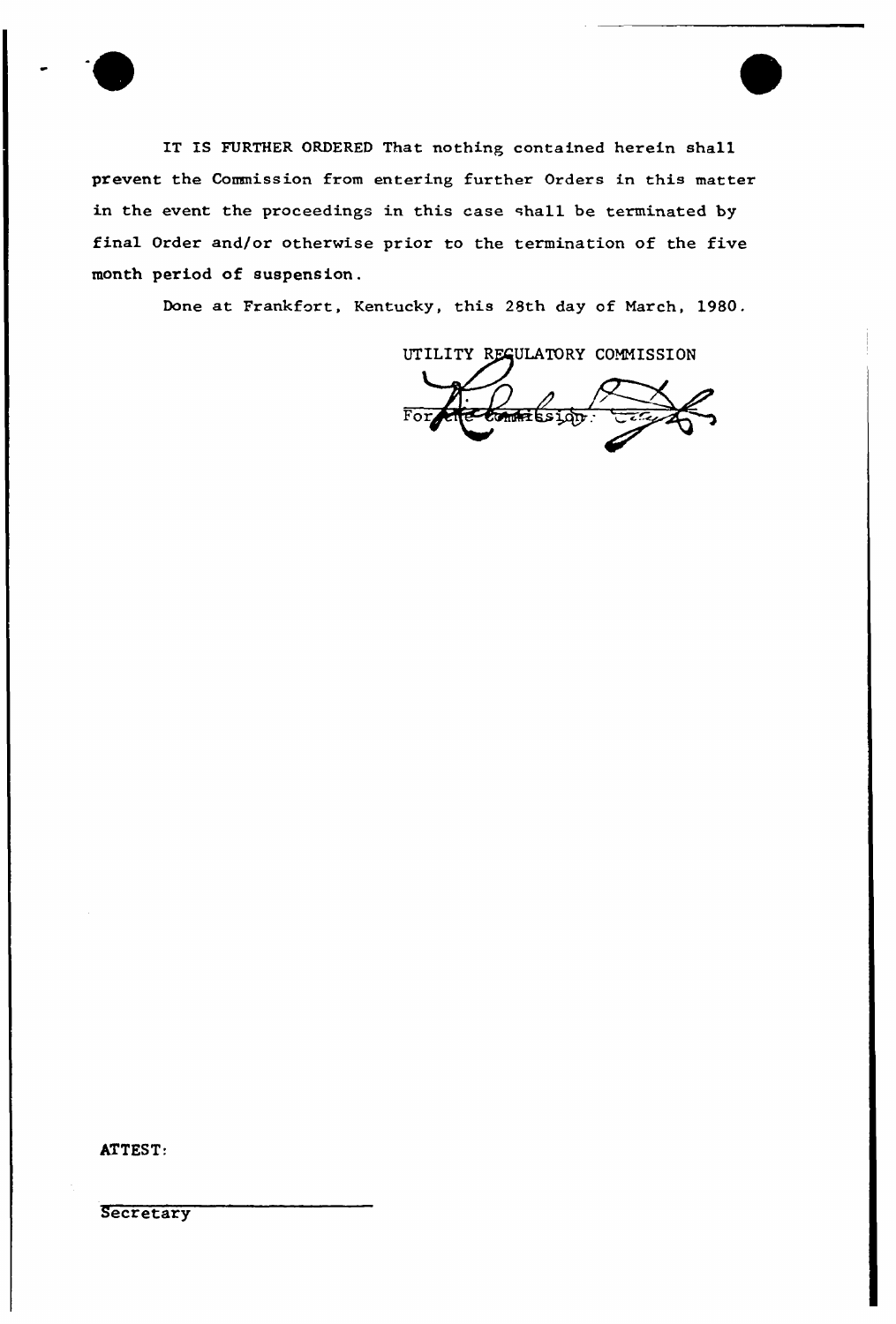IT IS FURTHER ORDERED That nothing contained herein shall prevent the Commission from entering further Orders in this matter in the event the proceedings in this case shall be terminated by final Order and/or otherwise prior to the termination of the five month period of suspension.

Done at Frankfort, Kentucky, this 28th day of March, 1980.

UTILITY REGULATORY COMMISSION

For the Commission

ATTEST:

Secretary